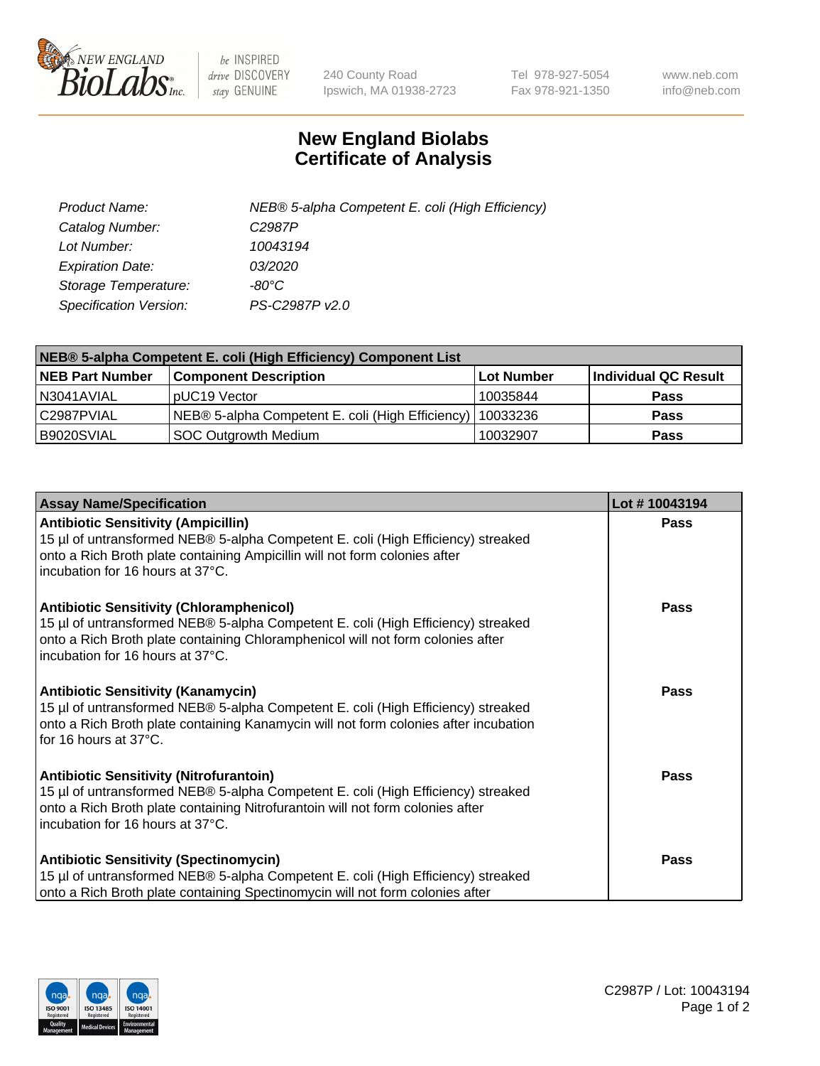NEW ENGLAND BioLabs Inc. — be INSPIRED drive DISCOVERY stay GENUINE

240 County Road
Ipswich, MA 01938-2723

Tel 978-927-5054
Fax 978-921-1350

www.neb.com
info@neb.com

# New England Biolabs Certificate of Analysis

| | |
|---|---|
| *Product Name:* | *NEB® 5-alpha Competent E. coli (High Efficiency)* |
| *Catalog Number:* | *C2987P* |
| *Lot Number:* | *10043194* |
| *Expiration Date:* | *03/2020* |
| *Storage Temperature:* | *-80°C* |
| *Specification Version:* | *PS-C2987P v2.0* |

| NEB® 5-alpha Competent E. coli (High Efficiency) Component List | | | |
|---|---|---|---|
| **NEB Part Number** | **Component Description** | **Lot Number** | **Individual QC Result** |
| N3041AVIAL | pUC19 Vector | 10035844 | **Pass** |
| C2987PVIAL | NEB® 5-alpha Competent E. coli (High Efficiency) | 10033236 | **Pass** |
| B9020SVIAL | SOC Outgrowth Medium | 10032907 | **Pass** |

| Assay Name/Specification | Lot # 10043194 |
|---|---|
| **Antibiotic Sensitivity (Ampicillin)**<br>15 µl of untransformed NEB® 5-alpha Competent E. coli (High Efficiency) streaked onto a Rich Broth plate containing Ampicillin will not form colonies after incubation for 16 hours at 37°C. | **Pass** |
| **Antibiotic Sensitivity (Chloramphenicol)**<br>15 µl of untransformed NEB® 5-alpha Competent E. coli (High Efficiency) streaked onto a Rich Broth plate containing Chloramphenicol will not form colonies after incubation for 16 hours at 37°C. | **Pass** |
| **Antibiotic Sensitivity (Kanamycin)**<br>15 µl of untransformed NEB® 5-alpha Competent E. coli (High Efficiency) streaked onto a Rich Broth plate containing Kanamycin will not form colonies after incubation for 16 hours at 37°C. | **Pass** |
| **Antibiotic Sensitivity (Nitrofurantoin)**<br>15 µl of untransformed NEB® 5-alpha Competent E. coli (High Efficiency) streaked onto a Rich Broth plate containing Nitrofurantoin will not form colonies after incubation for 16 hours at 37°C. | **Pass** |
| **Antibiotic Sensitivity (Spectinomycin)**<br>15 µl of untransformed NEB® 5-alpha Competent E. coli (High Efficiency) streaked onto a Rich Broth plate containing Spectinomycin will not form colonies after | **Pass** |

C2987P / Lot: 10043194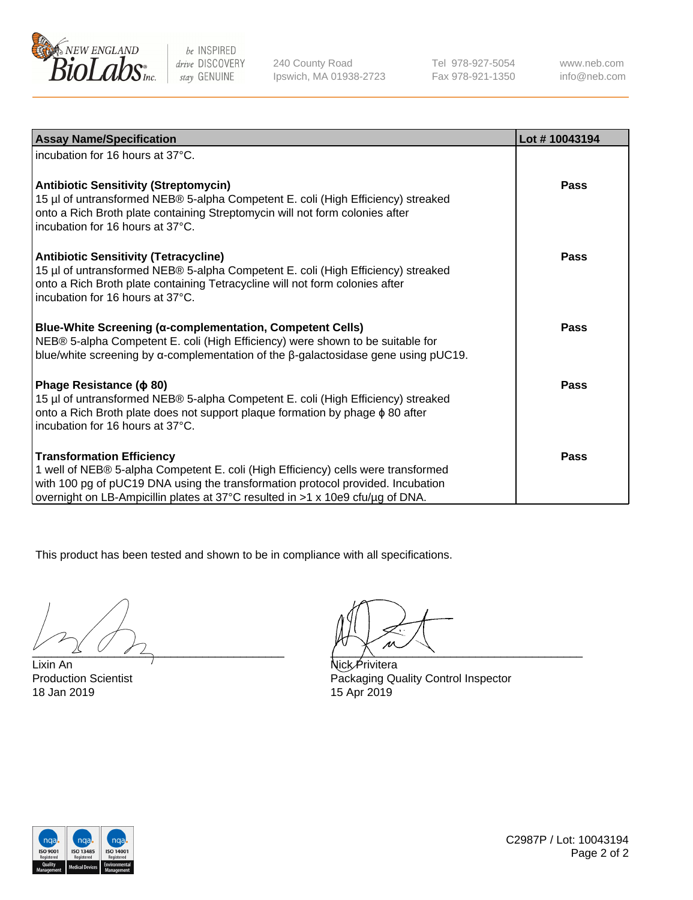| Assay Name/Specification | Lot # 10043194 |
|---|---|
| incubation for 16 hours at 37°C. | |
| **Antibiotic Sensitivity (Streptomycin)**<br>15 µl of untransformed NEB® 5-alpha Competent E. coli (High Efficiency) streaked onto a Rich Broth plate containing Streptomycin will not form colonies after incubation for 16 hours at 37°C. | Pass |
| **Antibiotic Sensitivity (Tetracycline)**<br>15 µl of untransformed NEB® 5-alpha Competent E. coli (High Efficiency) streaked onto a Rich Broth plate containing Tetracycline will not form colonies after incubation for 16 hours at 37°C. | Pass |
| **Blue-White Screening (α-complementation, Competent Cells)**<br>NEB® 5-alpha Competent E. coli (High Efficiency) were shown to be suitable for blue/white screening by α-complementation of the β-galactosidase gene using pUC19. | Pass |
| **Phage Resistance (ϕ 80)**<br>15 µl of untransformed NEB® 5-alpha Competent E. coli (High Efficiency) streaked onto a Rich Broth plate does not support plaque formation by phage ϕ 80 after incubation for 16 hours at 37°C. | Pass |
| **Transformation Efficiency**<br>1 well of NEB® 5-alpha Competent E. coli (High Efficiency) cells were transformed with 100 pg of pUC19 DNA using the transformation protocol provided. Incubation overnight on LB-Ampicillin plates at 37°C resulted in >1 x 10e9 cfu/µg of DNA. | Pass |

This product has been tested and shown to be in compliance with all specifications.

Lixin An
Production Scientist
18 Jan 2019

Nick Privitera
Packaging Quality Control Inspector
15 Apr 2019

C2987P / Lot: 10043194